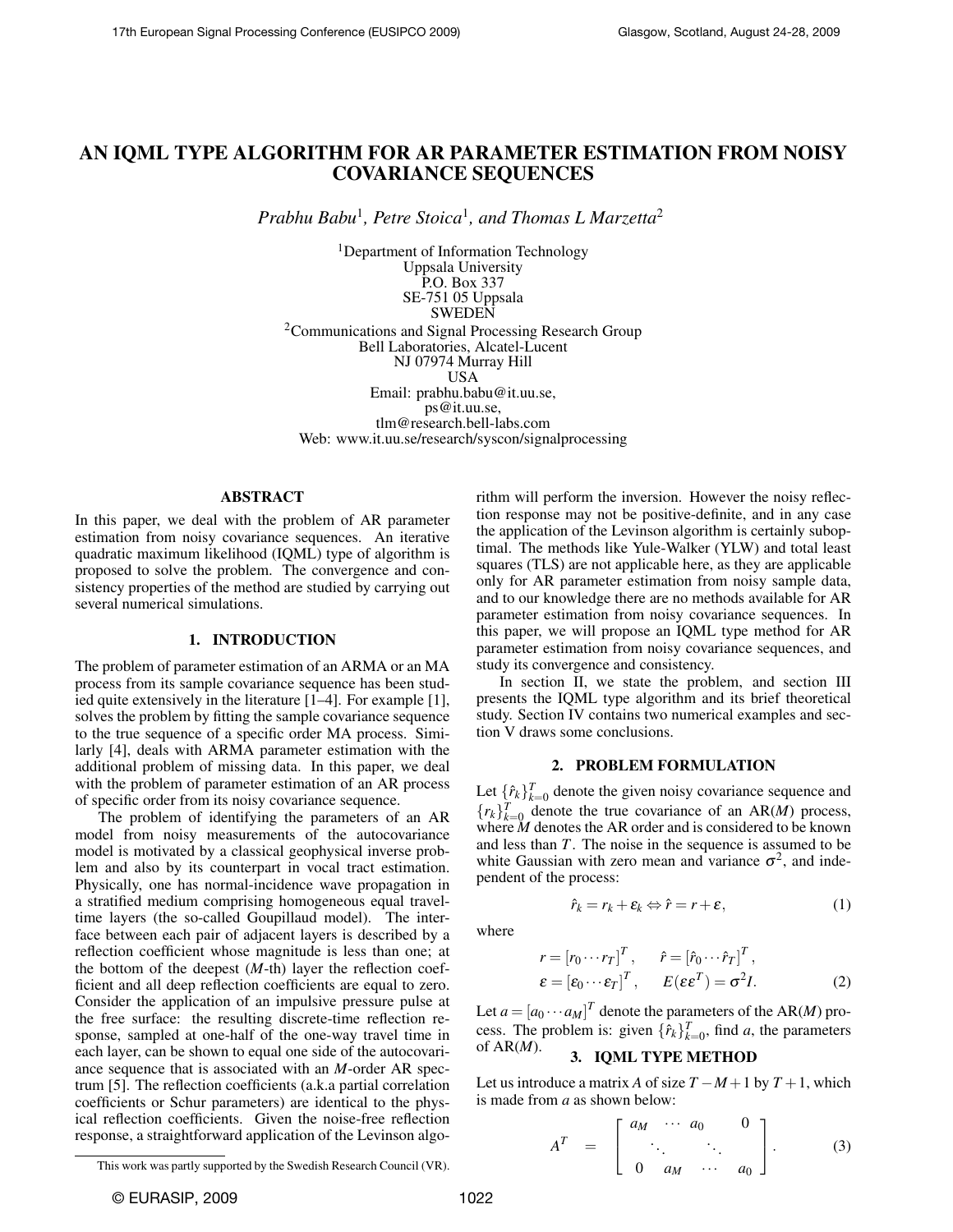// Minimal, faithful OCR output
# AN IQML TYPE ALGORITHM FOR AR PARAMETER ESTIMATION FROM NOISY COVARIANCE SEQUENCES

*Prabhu Babu*[1], *Petre Stoica*[1], *and Thomas L Marzetta*[2]

[1]Department of Information Technology
Uppsala University
P.O. Box 337
SE-751 05 Uppsala
SWEDEN

[2]Communications and Signal Processing Research Group
Bell Laboratories, Alcatel-Lucent
NJ 07974 Murray Hill
USA

Email: prabhu.babu@it.uu.se,
ps@it.uu.se,
tlm@research.bell-labs.com
Web: www.it.uu.se/research/syscon/signalprocessing

## ABSTRACT

In this paper, we deal with the problem of AR parameter estimation from noisy covariance sequences. An iterative quadratic maximum likelihood (IQML) type of algorithm is proposed to solve the problem. The convergence and consistency properties of the method are studied by carrying out several numerical simulations.

## 1. INTRODUCTION

The problem of parameter estimation of an ARMA or an MA process from its sample covariance sequence has been studied quite extensively in the literature [1–4]. For example [1], solves the problem by fitting the sample covariance sequence to the true sequence of a specific order MA process. Similarly [4], deals with ARMA parameter estimation with the additional problem of missing data. In this paper, we deal with the problem of parameter estimation of an AR process of specific order from its noisy covariance sequence.

The problem of identifying the parameters of an AR model from noisy measurements of the autocovariance model is motivated by a classical geophysical inverse problem and also by its counterpart in vocal tract estimation. Physically, one has normal-incidence wave propagation in a stratified medium comprising homogeneous equal travel-time layers (the so-called Goupillaud model). The interface between each pair of adjacent layers is described by a reflection coefficient whose magnitude is less than one; at the bottom of the deepest ($M$-th) layer the reflection coefficient and all deep reflection coefficients are equal to zero. Consider the application of an impulsive pressure pulse at the free surface: the resulting discrete-time reflection response, sampled at one-half of the one-way travel time in each layer, can be shown to equal one side of the autocovariance sequence that is associated with an $M$-order AR spectrum [5]. The reflection coefficients (a.k.a partial correlation coefficients or Schur parameters) are identical to the physical reflection coefficients. Given the noise-free reflection response, a straightforward application of the Levinson algorithm will perform the inversion. However the noisy reflection response may not be positive-definite, and in any case the application of the Levinson algorithm is certainly suboptimal. The methods like Yule-Walker (YLW) and total least squares (TLS) are not applicable here, as they are applicable only for AR parameter estimation from noisy sample data, and to our knowledge there are no methods available for AR parameter estimation from noisy covariance sequences. In this paper, we will propose an IQML type method for AR parameter estimation from noisy covariance sequences, and study its convergence and consistency.

In section II, we state the problem, and section III presents the IQML type algorithm and its brief theoretical study. Section IV contains two numerical examples and section V draws some conclusions.

## 2. PROBLEM FORMULATION

Let $\{\hat{r}_k\}_{k=0}^{T}$ denote the given noisy covariance sequence and $\{r_k\}_{k=0}^{T}$ denote the true covariance of an AR($M$) process, where $M$ denotes the AR order and is considered to be known and less than $T$. The noise in the sequence is assumed to be white Gaussian with zero mean and variance $\sigma^2$, and independent of the process:

$$\hat{r}_k = r_k + \varepsilon_k \Leftrightarrow \hat{r} = r + \varepsilon, \tag{1}$$

where

$$r = [r_0 \cdots r_T]^T, \qquad \hat{r} = [\hat{r}_0 \cdots \hat{r}_T]^T,$$
$$\varepsilon = [\varepsilon_0 \cdots \varepsilon_T]^T, \qquad E(\varepsilon\varepsilon^T) = \sigma^2 I. \tag{2}$$

Let $a = [a_0 \cdots a_M]^T$ denote the parameters of the AR($M$) process. The problem is: given $\{\hat{r}_k\}_{k=0}^{T}$, find $a$, the parameters of AR($M$).

## 3. IQML TYPE METHOD

Let us introduce a matrix $A$ of size $T-M+1$ by $T+1$, which is made from $a$ as shown below:

$$A^T = \begin{bmatrix} a_M & \cdots & a_0 & & 0 \\ & \ddots & & \ddots & \\ 0 & & a_M & \cdots & a_0 \end{bmatrix}. \tag{3}$$

This work was partly supported by the Swedish Research Council (VR).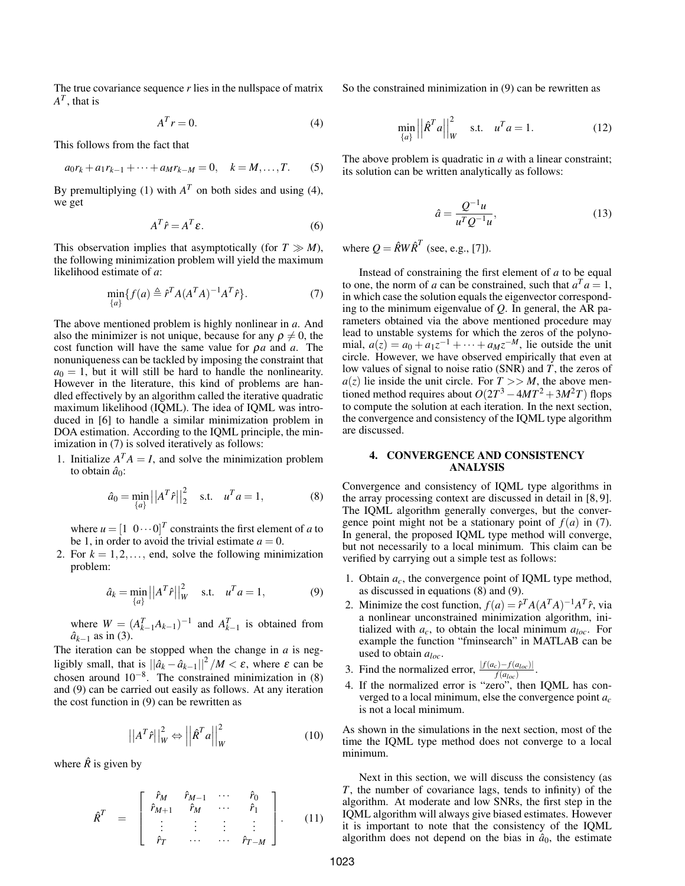The true covariance sequence $r$ lies in the nullspace of matrix $A^T$, that is

$$A^T r = 0. \tag{4}$$

This follows from the fact that

$$a_0 r_k + a_1 r_{k-1} + \cdots + a_M r_{k-M} = 0, \quad k = M, \ldots, T. \tag{5}$$

By premultiplying (1) with $A^T$ on both sides and using (4), we get

$$A^T \hat{r} = A^T \varepsilon. \tag{6}$$

This observation implies that asymptotically (for $T \gg M$), the following minimization problem will yield the maximum likelihood estimate of $a$:

$$\min_{\{a\}} \{ f(a) \triangleq \hat{r}^T A (A^T A)^{-1} A^T \hat{r} \}. \tag{7}$$

The above mentioned problem is highly nonlinear in $a$. And also the minimizer is not unique, because for any $\rho \neq 0$, the cost function will have the same value for $\rho a$ and $a$. The nonuniqueness can be tackled by imposing the constraint that $a_0 = 1$, but it will still be hard to handle the nonlinearity. However in the literature, this kind of problems are handled effectively by an algorithm called the iterative quadratic maximum likelihood (IQML). The idea of IQML was introduced in [6] to handle a similar minimization problem in DOA estimation. According to the IQML principle, the minimization in (7) is solved iteratively as follows:

1. Initialize $A^T A = I$, and solve the minimization problem to obtain $\hat{a}_0$:

$$\hat{a}_0 = \min_{\{a\}} \left|\left| A^T \hat{r} \right|\right|_2^2 \quad \text{s.t.} \quad u^T a = 1, \tag{8}$$

   where $u = [1 \;\; 0 \cdots 0]^T$ constraints the first element of $a$ to be 1, in order to avoid the trivial estimate $a = 0$.

2. For $k = 1, 2, \ldots,$ end, solve the following minimization problem:

$$\hat{a}_k = \min_{\{a\}} \left|\left| A^T \hat{r} \right|\right|_W^2 \quad \text{s.t.} \quad u^T a = 1, \tag{9}$$

   where $W = (A_{k-1}^T A_{k-1})^{-1}$ and $A_{k-1}^T$ is obtained from $\hat{a}_{k-1}$ as in (3).

The iteration can be stopped when the change in $a$ is negligibly small, that is $||\hat{a}_k - \hat{a}_{k-1}||^2 / M < \varepsilon$, where $\varepsilon$ can be chosen around $10^{-8}$. The constrained minimization in (8) and (9) can be carried out easily as follows. At any iteration the cost function in (9) can be rewritten as

$$\left|\left| A^T \hat{r} \right|\right|_W^2 \Leftrightarrow \left|\left| \hat{R}^T a \right|\right|_W^2 \tag{10}$$

where $\hat{R}$ is given by

$$\hat{R}^T = \begin{bmatrix} \hat{r}_M & \hat{r}_{M-1} & \cdots & \hat{r}_0 \\ \hat{r}_{M+1} & \hat{r}_M & \cdots & \hat{r}_1 \\ \vdots & \vdots & \vdots & \vdots \\ \hat{r}_T & \cdots & \cdots & \hat{r}_{T-M} \end{bmatrix}. \tag{11}$$

So the constrained minimization in (9) can be rewritten as

$$\min_{\{a\}} \left|\left| \hat{R}^T a \right|\right|_W^2 \quad \text{s.t.} \quad u^T a = 1. \tag{12}$$

The above problem is quadratic in $a$ with a linear constraint; its solution can be written analytically as follows:

$$\hat{a} = \frac{Q^{-1} u}{u^T Q^{-1} u}, \tag{13}$$

where $Q = \hat{R} W \hat{R}^T$ (see, e.g., [7]).

Instead of constraining the first element of $a$ to be equal to one, the norm of $a$ can be constrained, such that $a^T a = 1$, in which case the solution equals the eigenvector corresponding to the minimum eigenvalue of $Q$. In general, the AR parameters obtained via the above mentioned procedure may lead to unstable systems for which the zeros of the polynomial, $a(z) = a_0 + a_1 z^{-1} + \cdots + a_M z^{-M}$, lie outside the unit circle. However, we have observed empirically that even at low values of signal to noise ratio (SNR) and $T$, the zeros of $a(z)$ lie inside the unit circle. For $T >> M$, the above mentioned method requires about $O(2T^3 - 4MT^2 + 3M^2 T)$ flops to compute the solution at each iteration. In the next section, the convergence and consistency of the IQML type algorithm are discussed.

## 4. CONVERGENCE AND CONSISTENCY ANALYSIS

Convergence and consistency of IQML type algorithms in the array processing context are discussed in detail in [8, 9]. The IQML algorithm generally converges, but the convergence point might not be a stationary point of $f(a)$ in (7). In general, the proposed IQML type method will converge, but not necessarily to a local minimum. This claim can be verified by carrying out a simple test as follows:

1. Obtain $a_c$, the convergence point of IQML type method, as discussed in equations (8) and (9).
2. Minimize the cost function, $f(a) = \hat{r}^T A (A^T A)^{-1} A^T \hat{r}$, via a nonlinear unconstrained minimization algorithm, initialized with $a_c$, to obtain the local minimum $a_{loc}$. For example the function "fminsearch" in MATLAB can be used to obtain $a_{loc}$.
3. Find the normalized error, $\frac{|f(a_c) - f(a_{loc})|}{f(a_{loc})}$.
4. If the normalized error is "zero", then IQML has converged to a local minimum, else the convergence point $a_c$ is not a local minimum.

As shown in the simulations in the next section, most of the time the IQML type method does not converge to a local minimum.

Next in this section, we will discuss the consistency (as $T$, the number of covariance lags, tends to infinity) of the algorithm. At moderate and low SNRs, the first step in the IQML algorithm will always give biased estimates. However it is important to note that the consistency of the IQML algorithm does not depend on the bias in $\hat{a}_0$, the estimate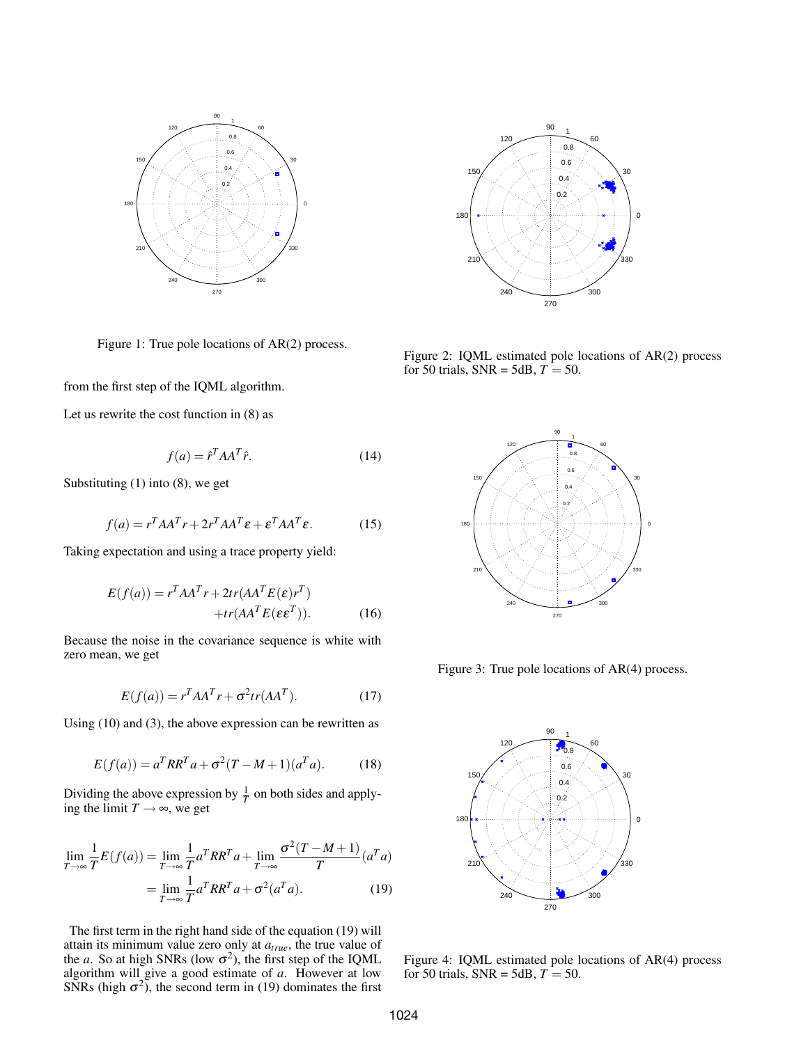Figure 1: True pole locations of AR(2) process.

Figure 2: IQML estimated pole locations of AR(2) process for 50 trials, SNR = 5dB, $T = 50$.

from the first step of the IQML algorithm.

Let us rewrite the cost function in (8) as

$$f(a) = \hat{r}^T A A^T \hat{r}. \tag{14}$$

Substituting (1) into (8), we get

$$f(a) = r^T A A^T r + 2r^T A A^T \varepsilon + \varepsilon^T A A^T \varepsilon. \tag{15}$$

Taking expectation and using a trace property yield:

$$E(f(a)) = r^T A A^T r + 2tr(A A^T E(\varepsilon) r^T) + tr(A A^T E(\varepsilon \varepsilon^T)). \tag{16}$$

Because the noise in the covariance sequence is white with zero mean, we get

$$E(f(a)) = r^T A A^T r + \sigma^2 tr(A A^T). \tag{17}$$

Using (10) and (3), the above expression can be rewritten as

$$E(f(a)) = a^T R R^T a + \sigma^2 (T - M + 1)(a^T a). \tag{18}$$

Dividing the above expression by $\frac{1}{T}$ on both sides and applying the limit $T \to \infty$, we get

$$\begin{aligned} \lim_{T\to\infty} \frac{1}{T} E(f(a)) &= \lim_{T\to\infty} \frac{1}{T} a^T R R^T a + \lim_{T\to\infty} \frac{\sigma^2 (T - M + 1)}{T} (a^T a) \\ &= \lim_{T\to\infty} \frac{1}{T} a^T R R^T a + \sigma^2 (a^T a). \end{aligned} \tag{19}$$

The first term in the right hand side of the equation (19) will attain its minimum value zero only at $a_{true}$, the true value of the $a$. So at high SNRs (low $\sigma^2$), the first step of the IQML algorithm will give a good estimate of $a$. However at low SNRs (high $\sigma^2$), the second term in (19) dominates the first

Figure 3: True pole locations of AR(4) process.

Figure 4: IQML estimated pole locations of AR(4) process for 50 trials, SNR = 5dB, $T = 50$.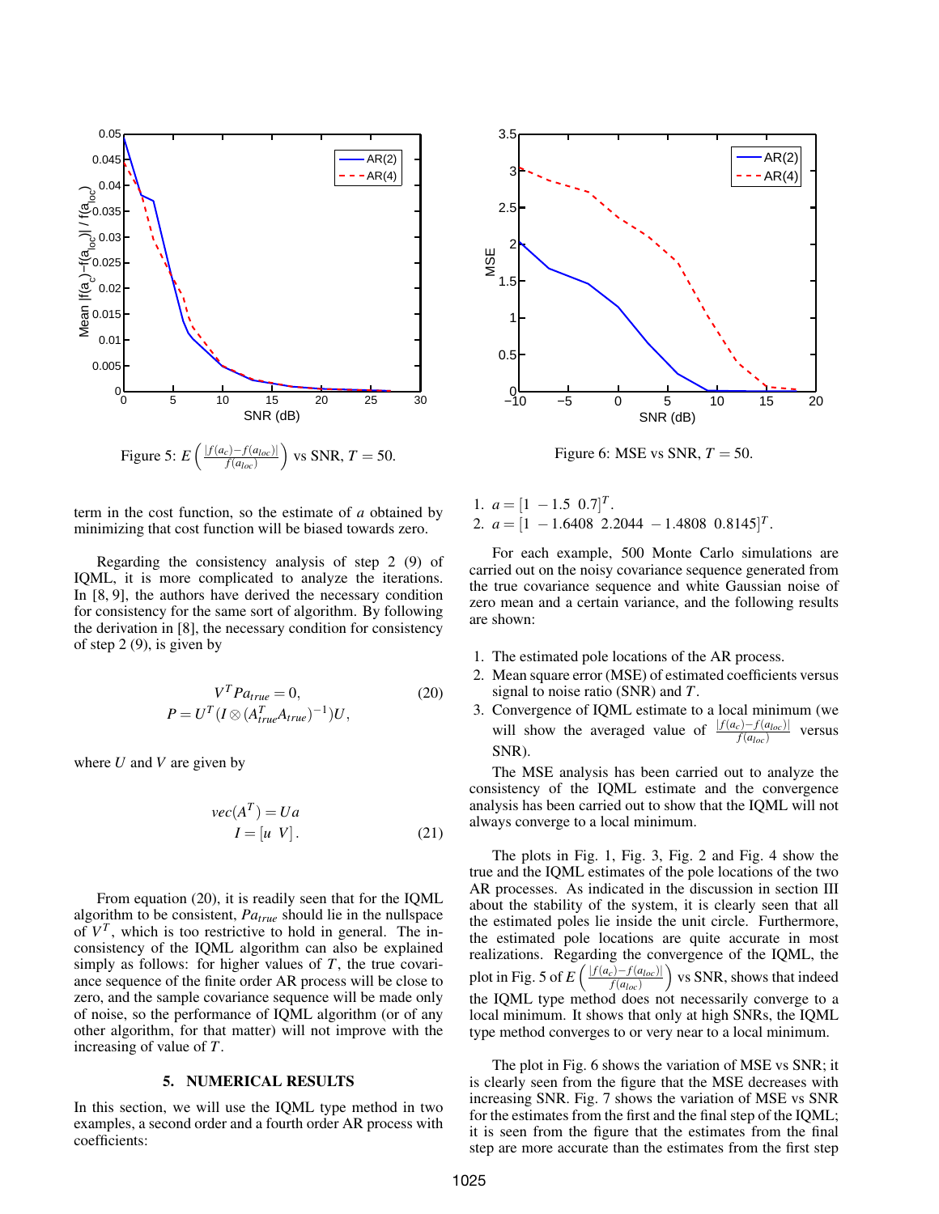Figure 5: $E\left(\frac{|f(a_c)-f(a_{loc})|}{f(a_{loc})}\right)$ vs SNR, $T = 50$.

Figure 6: MSE vs SNR, $T = 50$.

term in the cost function, so the estimate of $a$ obtained by minimizing that cost function will be biased towards zero.

Regarding the consistency analysis of step 2 (9) of IQML, it is more complicated to analyze the iterations. In [8, 9], the authors have derived the necessary condition for consistency for the same sort of algorithm. By following the derivation in [8], the necessary condition for consistency of step 2 (9), is given by

$$
\begin{aligned}
V^T P a_{true} &= 0, \\
P &= U^T (I \otimes (A_{true}^T A_{true})^{-1}) U,
\end{aligned}
\tag{20}
$$

where $U$ and $V$ are given by

$$
\begin{aligned}
vec(A^T) &= Ua \\
I &= [u \;\; V].
\end{aligned}
\tag{21}
$$

From equation (20), it is readily seen that for the IQML algorithm to be consistent, $Pa_{true}$ should lie in the nullspace of $V^T$, which is too restrictive to hold in general. The inconsistency of the IQML algorithm can also be explained simply as follows: for higher values of $T$, the true covariance sequence of the finite order AR process will be close to zero, and the sample covariance sequence will be made only of noise, so the performance of IQML algorithm (or of any other algorithm, for that matter) will not improve with the increasing of value of $T$.

## 5. NUMERICAL RESULTS

In this section, we will use the IQML type method in two examples, a second order and a fourth order AR process with coefficients:

1. $a = [1 \;\; -1.5 \;\; 0.7]^T$.
2. $a = [1 \;\; -1.6408 \;\; 2.2044 \;\; -1.4808 \;\; 0.8145]^T$.

For each example, 500 Monte Carlo simulations are carried out on the noisy covariance sequence generated from the true covariance sequence and white Gaussian noise of zero mean and a certain variance, and the following results are shown:

1. The estimated pole locations of the AR process.
2. Mean square error (MSE) of estimated coefficients versus signal to noise ratio (SNR) and $T$.
3. Convergence of IQML estimate to a local minimum (we will show the averaged value of $\frac{|f(a_c)-f(a_{loc})|}{f(a_{loc})}$ versus SNR).

The MSE analysis has been carried out to analyze the consistency of the IQML estimate and the convergence analysis has been carried out to show that the IQML will not always converge to a local minimum.

The plots in Fig. 1, Fig. 3, Fig. 2 and Fig. 4 show the true and the IQML estimates of the pole locations of the two AR processes. As indicated in the discussion in section III about the stability of the system, it is clearly seen that all the estimated poles lie inside the unit circle. Furthermore, the estimated pole locations are quite accurate in most realizations. Regarding the convergence of the IQML, the plot in Fig. 5 of $E\left(\frac{|f(a_c)-f(a_{loc})|}{f(a_{loc})}\right)$ vs SNR, shows that indeed the IQML type method does not necessarily converge to a local minimum. It shows that only at high SNRs, the IQML type method converges to or very near to a local minimum.

The plot in Fig. 6 shows the variation of MSE vs SNR; it is clearly seen from the figure that the MSE decreases with increasing SNR. Fig. 7 shows the variation of MSE vs SNR for the estimates from the first and the final step of the IQML; it is seen from the figure that the estimates from the final step are more accurate than the estimates from the first step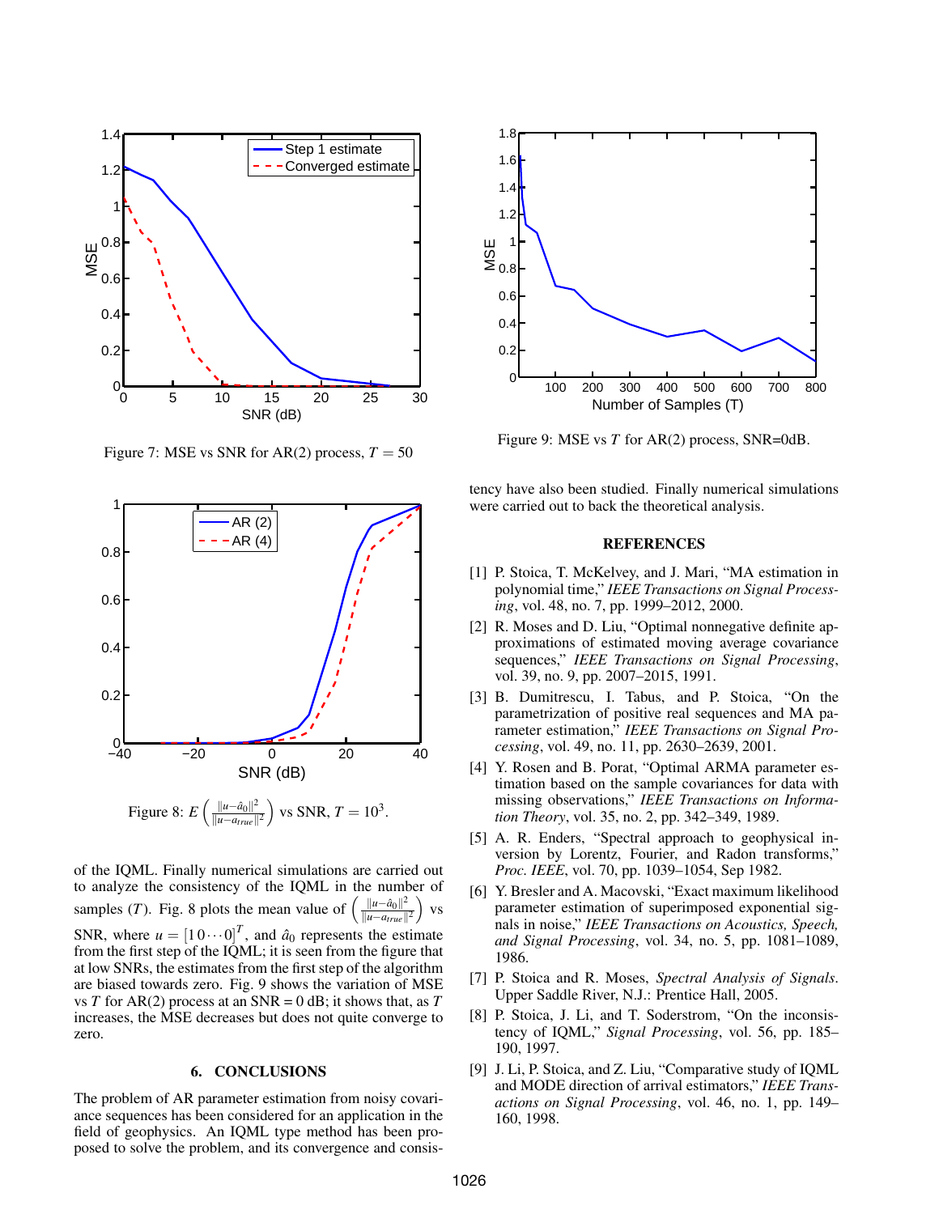1.4
1.2
1
0.8
0.6
0.4
0.2
0
MSE
0 5 10 15 20 25 30
SNR (dB)
Step 1 estimate
Converged estimate

Figure 7: MSE vs SNR for AR(2) process, $T = 50$

1
0.8
0.6
0.4
0.2
0
−40 −20 0 20 40
SNR (dB)
AR (2)
AR (4)

Figure 8: $E\left(\frac{\|u-\hat{a}_0\|^2}{\|u-a_{true}\|^2}\right)$ vs SNR, $T = 10^3$.

of the IQML. Finally numerical simulations are carried out to analyze the consistency of the IQML in the number of samples ($T$). Fig. 8 plots the mean value of $\left(\frac{\|u-\hat{a}_0\|^2}{\|u-a_{true}\|^2}\right)$ vs SNR, where $u = [1\,0\cdots0]^T$, and $\hat{a}_0$ represents the estimate from the first step of the IQML; it is seen from the figure that at low SNRs, the estimates from the first step of the algorithm are biased towards zero. Fig. 9 shows the variation of MSE vs $T$ for AR(2) process at an SNR = 0 dB; it shows that, as $T$ increases, the MSE decreases but does not quite converge to zero.

## 6. CONCLUSIONS

The problem of AR parameter estimation from noisy covariance sequences has been considered for an application in the field of geophysics. An IQML type method has been proposed to solve the problem, and its convergence and consistency have also been studied. Finally numerical simulations were carried out to back the theoretical analysis.

1.8
1.6
1.4
1.2
1
0.8
0.6
0.4
0.2
0
MSE
100 200 300 400 500 600 700 800
Number of Samples (T)

Figure 9: MSE vs $T$ for AR(2) process, SNR=0dB.

## REFERENCES

[1] P. Stoica, T. McKelvey, and J. Mari, "MA estimation in polynomial time," *IEEE Transactions on Signal Processing*, vol. 48, no. 7, pp. 1999–2012, 2000.

[2] R. Moses and D. Liu, "Optimal nonnegative definite approximations of estimated moving average covariance sequences," *IEEE Transactions on Signal Processing*, vol. 39, no. 9, pp. 2007–2015, 1991.

[3] B. Dumitrescu, I. Tabus, and P. Stoica, "On the parametrization of positive real sequences and MA parameter estimation," *IEEE Transactions on Signal Processing*, vol. 49, no. 11, pp. 2630–2639, 2001.

[4] Y. Rosen and B. Porat, "Optimal ARMA parameter estimation based on the sample covariances for data with missing observations," *IEEE Transactions on Information Theory*, vol. 35, no. 2, pp. 342–349, 1989.

[5] A. R. Enders, "Spectral approach to geophysical inversion by Lorentz, Fourier, and Radon transforms," *Proc. IEEE*, vol. 70, pp. 1039–1054, Sep 1982.

[6] Y. Bresler and A. Macovski, "Exact maximum likelihood parameter estimation of superimposed exponential signals in noise," *IEEE Transactions on Acoustics, Speech, and Signal Processing*, vol. 34, no. 5, pp. 1081–1089, 1986.

[7] P. Stoica and R. Moses, *Spectral Analysis of Signals*. Upper Saddle River, N.J.: Prentice Hall, 2005.

[8] P. Stoica, J. Li, and T. Soderstrom, "On the inconsistency of IQML," *Signal Processing*, vol. 56, pp. 185–190, 1997.

[9] J. Li, P. Stoica, and Z. Liu, "Comparative study of IQML and MODE direction of arrival estimators," *IEEE Transactions on Signal Processing*, vol. 46, no. 1, pp. 149–160, 1998.